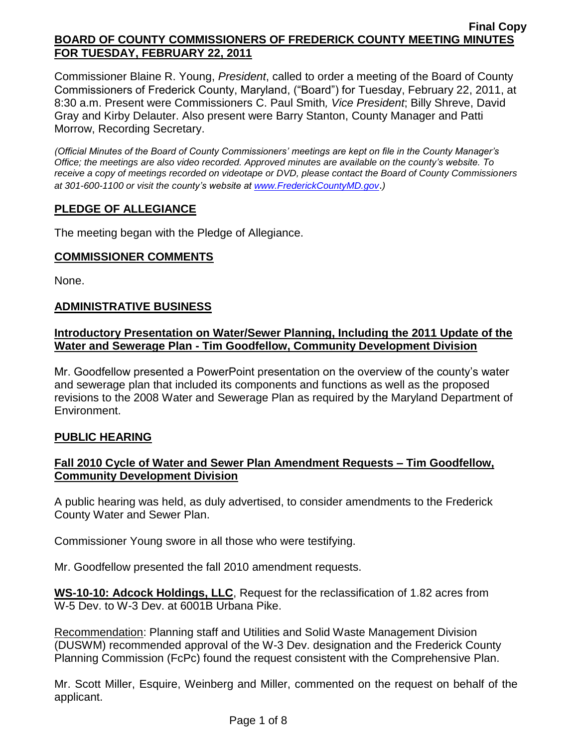**Final Copy**

# BOARD OF COUNTY COMMISSIONERS OF FREDERICK COUNTY MEETING MINUTES FOR TUESDAY, FEBRUARY 22, 2011

Commissioner Blaine R. Young, *President*, called to order a meeting of the Board of County Commissioners of Frederick County, Maryland, ("Board") for Tuesday, February 22, 2011, at 8:30 a.m. Present were Commissioners C. Paul Smith*, Vice President*; Billy Shreve, David Gray and Kirby Delauter. Also present were Barry Stanton, County Manager and Patti Morrow, Recording Secretary.

*(Official Minutes of the Board of County Commissioners' meetings are kept on file in the County Manager's Office; the meetings are also video recorded. Approved minutes are available on the county's website. To receive a copy of meetings recorded on videotape or DVD, please contact the Board of County Commissioners at 301-600-1100 or visit the county's website at [www.FrederickCountyMD.gov](www.FrederickCountyMD.gov).)*

## PLEDGE OF ALLEGIANCE

The meeting began with the Pledge of Allegiance.

## COMMISSIONER COMMENTS

None.

## ADMINISTRATIVE BUSINESS

### Introductory Presentation on Water/Sewer Planning, Including the 2011 Update of the Water and Sewerage Plan - Tim Goodfellow, Community Development Division

Mr. Goodfellow presented a PowerPoint presentation on the overview of the county's water and sewerage plan that included its components and functions as well as the proposed revisions to the 2008 Water and Sewerage Plan as required by the Maryland Department of Environment.

## PUBLIC HEARING

### Fall 2010 Cycle of Water and Sewer Plan Amendment Requests – Tim Goodfellow, Community Development Division

A public hearing was held, as duly advertised, to consider amendments to the Frederick County Water and Sewer Plan.

Commissioner Young swore in all those who were testifying.

Mr. Goodfellow presented the fall 2010 amendment requests.

**WS-10-10: Adcock Holdings, LLC**, Request for the reclassification of 1.82 acres from W-5 Dev. to W-3 Dev. at 6001B Urbana Pike.

Recommendation: Planning staff and Utilities and Solid Waste Management Division (DUSWM) recommended approval of the W-3 Dev. designation and the Frederick County Planning Commission (FcPc) found the request consistent with the Comprehensive Plan.

Mr. Scott Miller, Esquire, Weinberg and Miller, commented on the request on behalf of the applicant.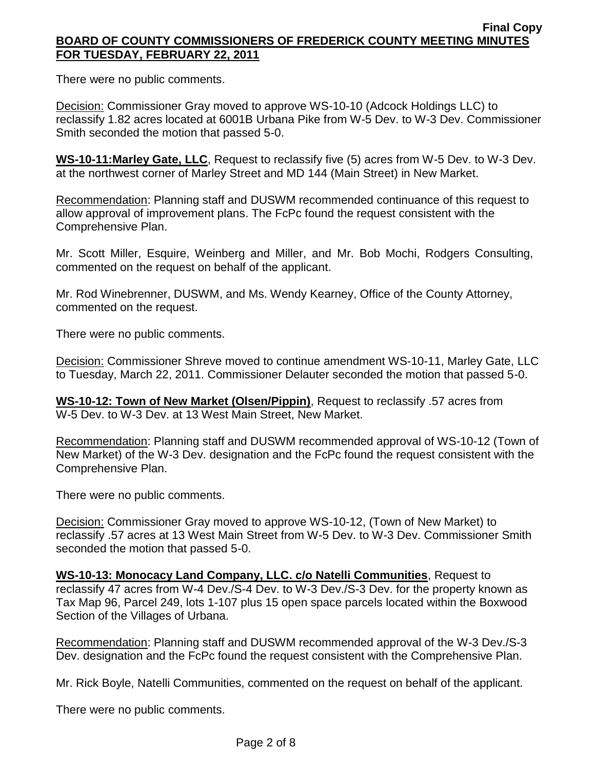There were no public comments.

Decision: Commissioner Gray moved to approve WS-10-10 (Adcock Holdings LLC) to reclassify 1.82 acres located at 6001B Urbana Pike from W-5 Dev. to W-3 Dev. Commissioner Smith seconded the motion that passed 5-0.

**WS-10-11:Marley Gate, LLC**, Request to reclassify five (5) acres from W-5 Dev. to W-3 Dev. at the northwest corner of Marley Street and MD 144 (Main Street) in New Market.

Recommendation: Planning staff and DUSWM recommended continuance of this request to allow approval of improvement plans. The FcPc found the request consistent with the Comprehensive Plan.

Mr. Scott Miller, Esquire, Weinberg and Miller, and Mr. Bob Mochi, Rodgers Consulting, commented on the request on behalf of the applicant.

Mr. Rod Winebrenner, DUSWM, and Ms. Wendy Kearney, Office of the County Attorney, commented on the request.

There were no public comments.

Decision: Commissioner Shreve moved to continue amendment WS-10-11, Marley Gate, LLC to Tuesday, March 22, 2011. Commissioner Delauter seconded the motion that passed 5-0.

**WS-10-12: Town of New Market (Olsen/Pippin)**, Request to reclassify .57 acres from W-5 Dev. to W-3 Dev. at 13 West Main Street, New Market.

Recommendation: Planning staff and DUSWM recommended approval of WS-10-12 (Town of New Market) of the W-3 Dev. designation and the FcPc found the request consistent with the Comprehensive Plan.

There were no public comments.

Decision: Commissioner Gray moved to approve WS-10-12, (Town of New Market) to reclassify .57 acres at 13 West Main Street from W-5 Dev. to W-3 Dev. Commissioner Smith seconded the motion that passed 5-0.

**WS-10-13: Monocacy Land Company, LLC. c/o Natelli Communities**, Request to reclassify 47 acres from W-4 Dev./S-4 Dev. to W-3 Dev./S-3 Dev. for the property known as Tax Map 96, Parcel 249, lots 1-107 plus 15 open space parcels located within the Boxwood Section of the Villages of Urbana.

Recommendation: Planning staff and DUSWM recommended approval of the W-3 Dev./S-3 Dev. designation and the FcPc found the request consistent with the Comprehensive Plan.

Mr. Rick Boyle, Natelli Communities, commented on the request on behalf of the applicant.

There were no public comments.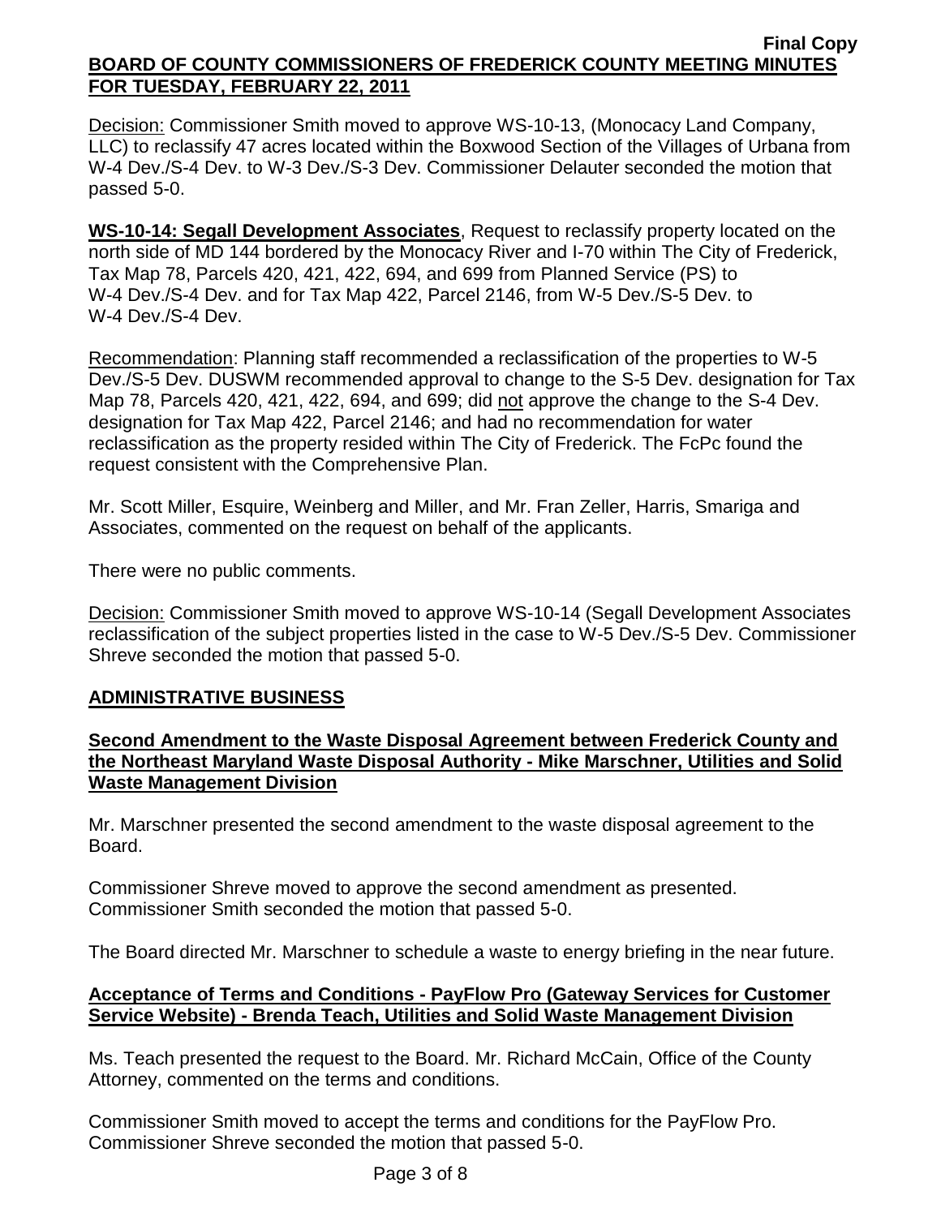Decision: Commissioner Smith moved to approve WS-10-13, (Monocacy Land Company, LLC) to reclassify 47 acres located within the Boxwood Section of the Villages of Urbana from W-4 Dev./S-4 Dev. to W-3 Dev./S-3 Dev. Commissioner Delauter seconded the motion that passed 5-0.

**WS-10-14: Segall Development Associates**, Request to reclassify property located on the north side of MD 144 bordered by the Monocacy River and I-70 within The City of Frederick, Tax Map 78, Parcels 420, 421, 422, 694, and 699 from Planned Service (PS) to W-4 Dev./S-4 Dev. and for Tax Map 422, Parcel 2146, from W-5 Dev./S-5 Dev. to W-4 Dev./S-4 Dev.

Recommendation: Planning staff recommended a reclassification of the properties to W-5 Dev./S-5 Dev. DUSWM recommended approval to change to the S-5 Dev. designation for Tax Map 78, Parcels 420, 421, 422, 694, and 699; did not approve the change to the S-4 Dev. designation for Tax Map 422, Parcel 2146; and had no recommendation for water reclassification as the property resided within The City of Frederick. The FcPc found the request consistent with the Comprehensive Plan.

Mr. Scott Miller, Esquire, Weinberg and Miller, and Mr. Fran Zeller, Harris, Smariga and Associates, commented on the request on behalf of the applicants.

There were no public comments.

Decision: Commissioner Smith moved to approve WS-10-14 (Segall Development Associates reclassification of the subject properties listed in the case to W-5 Dev./S-5 Dev. Commissioner Shreve seconded the motion that passed 5-0.

## ADMINISTRATIVE BUSINESS

### Second Amendment to the Waste Disposal Agreement between Frederick County and the Northeast Maryland Waste Disposal Authority - Mike Marschner, Utilities and Solid Waste Management Division

Mr. Marschner presented the second amendment to the waste disposal agreement to the Board.

Commissioner Shreve moved to approve the second amendment as presented. Commissioner Smith seconded the motion that passed 5-0.

The Board directed Mr. Marschner to schedule a waste to energy briefing in the near future.

### Acceptance of Terms and Conditions - PayFlow Pro (Gateway Services for Customer Service Website) - Brenda Teach, Utilities and Solid Waste Management Division

Ms. Teach presented the request to the Board. Mr. Richard McCain, Office of the County Attorney, commented on the terms and conditions.

Commissioner Smith moved to accept the terms and conditions for the PayFlow Pro. Commissioner Shreve seconded the motion that passed 5-0.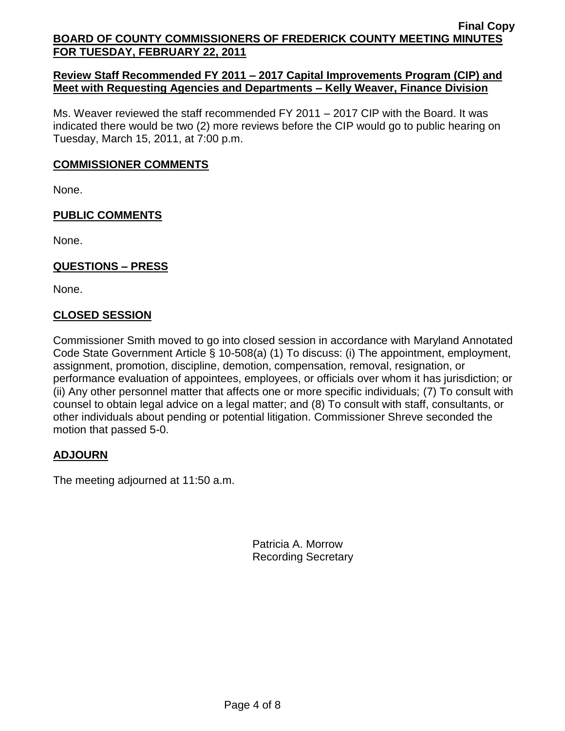**Review Staff Recommended FY 2011 – 2017 Capital Improvements Program (CIP) and Meet with Requesting Agencies and Departments – Kelly Weaver, Finance Division**

Ms. Weaver reviewed the staff recommended FY 2011 – 2017 CIP with the Board. It was indicated there would be two (2) more reviews before the CIP would go to public hearing on Tuesday, March 15, 2011, at 7:00 p.m.

## COMMISSIONER COMMENTS

None.

## PUBLIC COMMENTS

None.

## QUESTIONS – PRESS

None.

## CLOSED SESSION

Commissioner Smith moved to go into closed session in accordance with Maryland Annotated Code State Government Article § 10-508(a) (1) To discuss: (i) The appointment, employment, assignment, promotion, discipline, demotion, compensation, removal, resignation, or performance evaluation of appointees, employees, or officials over whom it has jurisdiction; or (ii) Any other personnel matter that affects one or more specific individuals; (7) To consult with counsel to obtain legal advice on a legal matter; and (8) To consult with staff, consultants, or other individuals about pending or potential litigation. Commissioner Shreve seconded the motion that passed 5-0.

## ADJOURN

The meeting adjourned at 11:50 a.m.

Patricia A. Morrow
Recording Secretary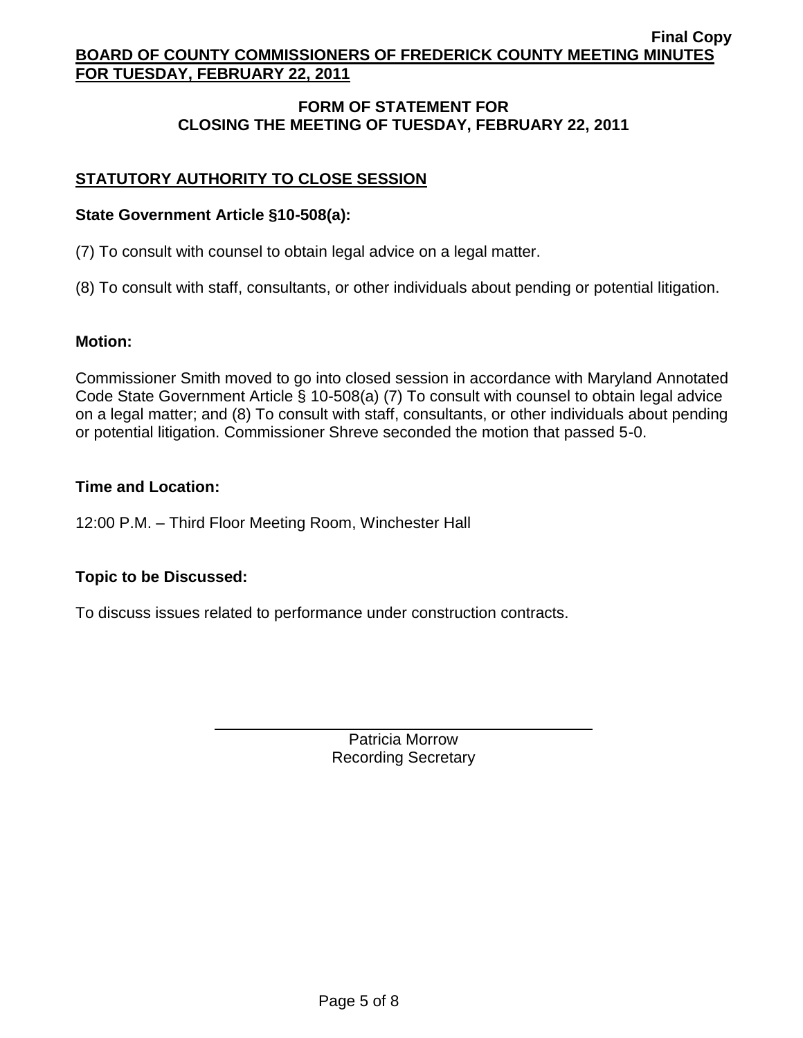## FORM OF STATEMENT FOR CLOSING THE MEETING OF TUESDAY, FEBRUARY 22, 2011

### STATUTORY AUTHORITY TO CLOSE SESSION

**State Government Article §10-508(a):**

(7) To consult with counsel to obtain legal advice on a legal matter.

(8) To consult with staff, consultants, or other individuals about pending or potential litigation.

**Motion:**

Commissioner Smith moved to go into closed session in accordance with Maryland Annotated Code State Government Article § 10-508(a) (7) To consult with counsel to obtain legal advice on a legal matter; and (8) To consult with staff, consultants, or other individuals about pending or potential litigation. Commissioner Shreve seconded the motion that passed 5-0.

**Time and Location:**

12:00 P.M. – Third Floor Meeting Room, Winchester Hall

**Topic to be Discussed:**

To discuss issues related to performance under construction contracts.

Patricia Morrow
Recording Secretary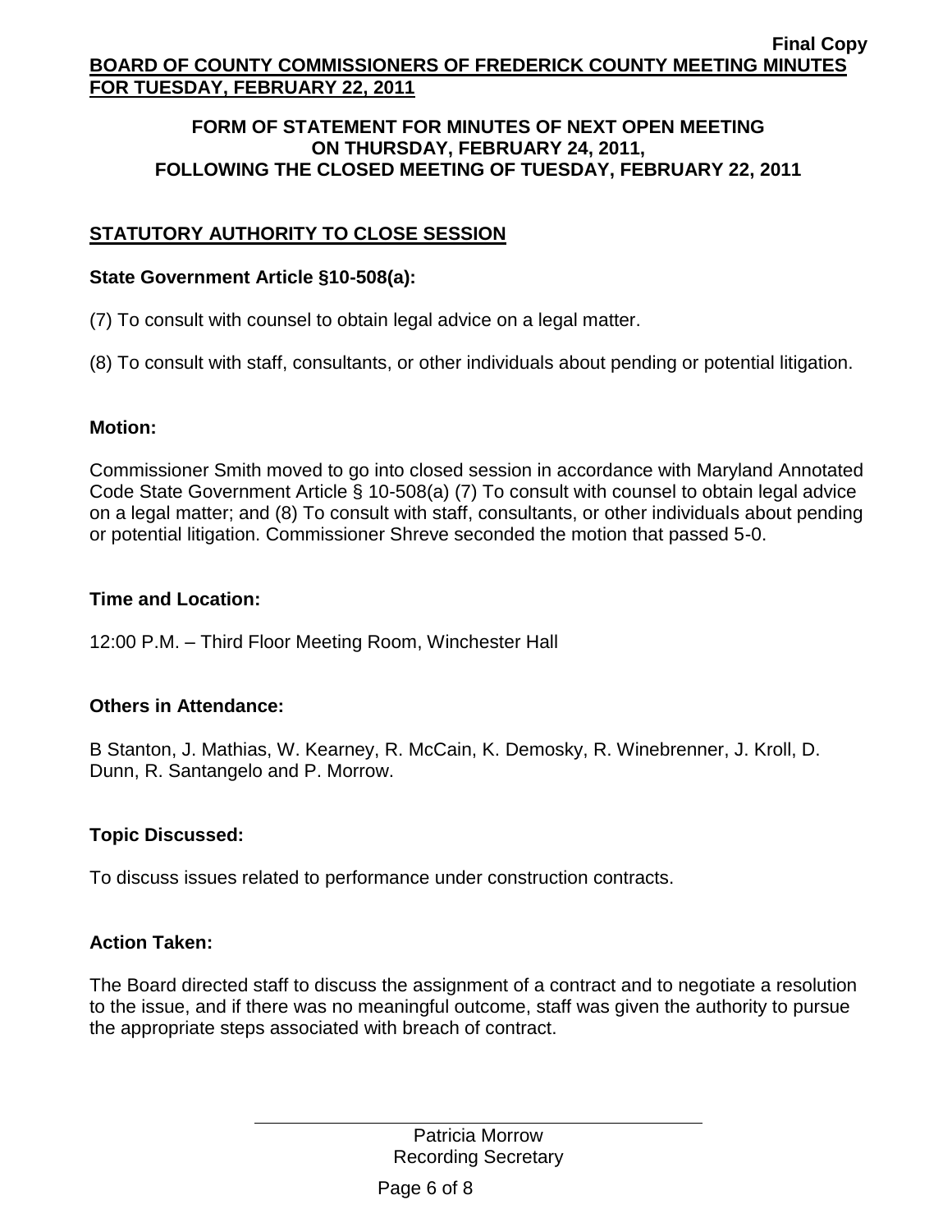**Final Copy**

**BOARD OF COUNTY COMMISSIONERS OF FREDERICK COUNTY MEETING MINUTES FOR TUESDAY, FEBRUARY 22, 2011**

## FORM OF STATEMENT FOR MINUTES OF NEXT OPEN MEETING ON THURSDAY, FEBRUARY 24, 2011, FOLLOWING THE CLOSED MEETING OF TUESDAY, FEBRUARY 22, 2011

### STATUTORY AUTHORITY TO CLOSE SESSION

**State Government Article §10-508(a):**

(7) To consult with counsel to obtain legal advice on a legal matter.

(8) To consult with staff, consultants, or other individuals about pending or potential litigation.

**Motion:**

Commissioner Smith moved to go into closed session in accordance with Maryland Annotated Code State Government Article § 10-508(a) (7) To consult with counsel to obtain legal advice on a legal matter; and (8) To consult with staff, consultants, or other individuals about pending or potential litigation. Commissioner Shreve seconded the motion that passed 5-0.

**Time and Location:**

12:00 P.M. – Third Floor Meeting Room, Winchester Hall

**Others in Attendance:**

B Stanton, J. Mathias, W. Kearney, R. McCain, K. Demosky, R. Winebrenner, J. Kroll, D. Dunn, R. Santangelo and P. Morrow.

**Topic Discussed:**

To discuss issues related to performance under construction contracts.

**Action Taken:**

The Board directed staff to discuss the assignment of a contract and to negotiate a resolution to the issue, and if there was no meaningful outcome, staff was given the authority to pursue the appropriate steps associated with breach of contract.

Patricia Morrow
Recording Secretary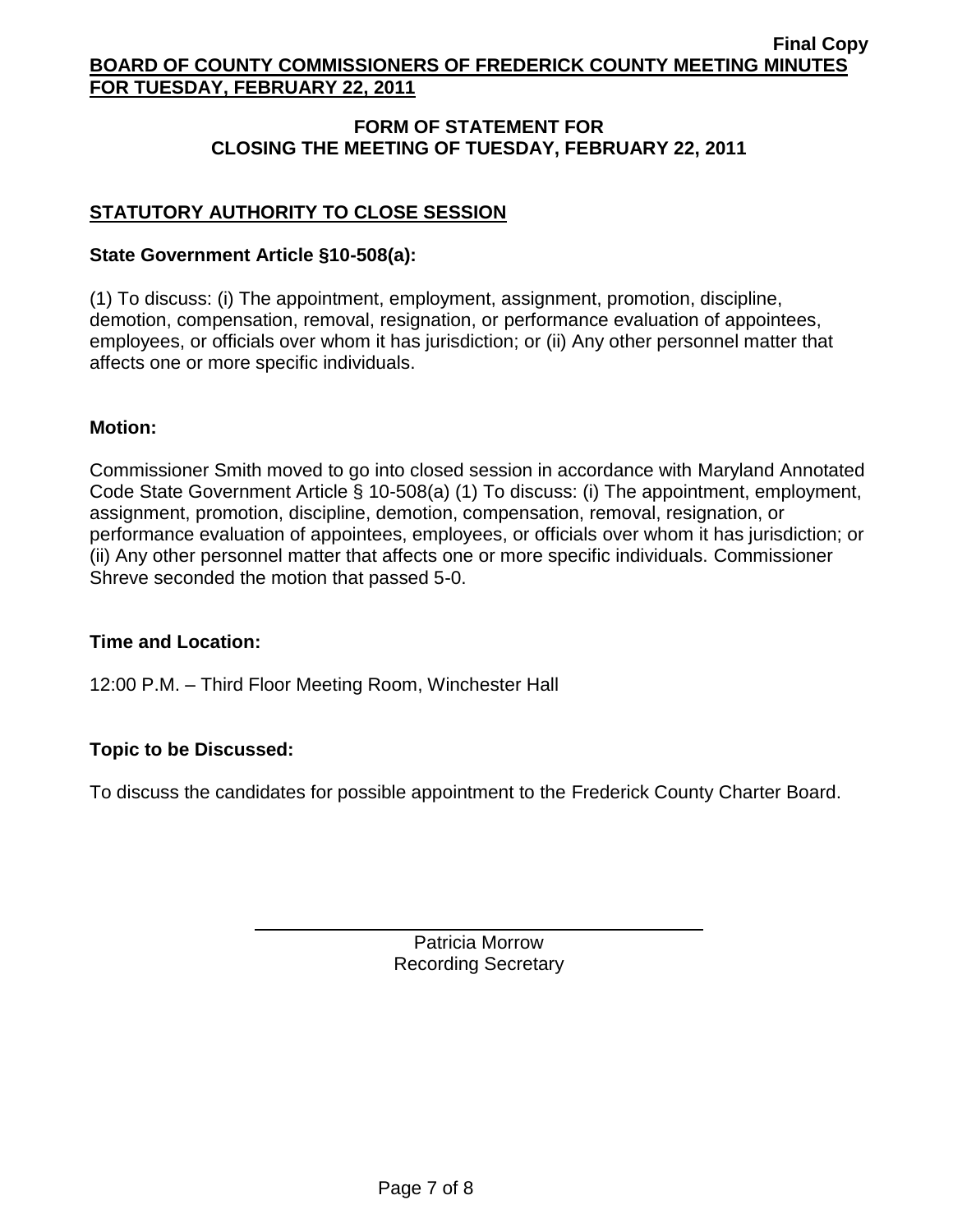## FORM OF STATEMENT FOR CLOSING THE MEETING OF TUESDAY, FEBRUARY 22, 2011

### STATUTORY AUTHORITY TO CLOSE SESSION

**State Government Article §10-508(a):**

(1) To discuss: (i) The appointment, employment, assignment, promotion, discipline, demotion, compensation, removal, resignation, or performance evaluation of appointees, employees, or officials over whom it has jurisdiction; or (ii) Any other personnel matter that affects one or more specific individuals.

**Motion:**

Commissioner Smith moved to go into closed session in accordance with Maryland Annotated Code State Government Article § 10-508(a) (1) To discuss: (i) The appointment, employment, assignment, promotion, discipline, demotion, compensation, removal, resignation, or performance evaluation of appointees, employees, or officials over whom it has jurisdiction; or (ii) Any other personnel matter that affects one or more specific individuals. Commissioner Shreve seconded the motion that passed 5-0.

**Time and Location:**

12:00 P.M. – Third Floor Meeting Room, Winchester Hall

**Topic to be Discussed:**

To discuss the candidates for possible appointment to the Frederick County Charter Board.

Patricia Morrow
Recording Secretary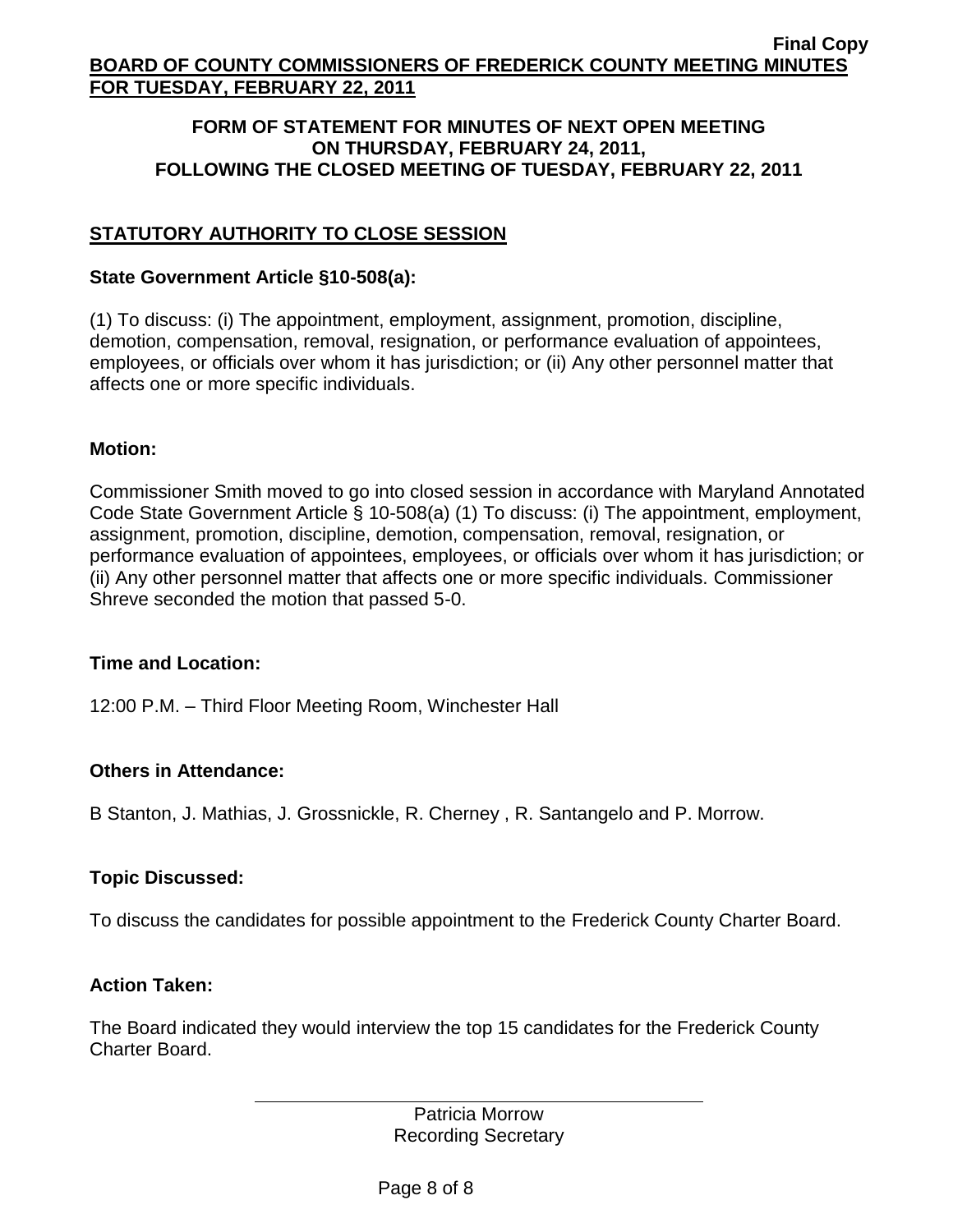## FORM OF STATEMENT FOR MINUTES OF NEXT OPEN MEETING ON THURSDAY, FEBRUARY 24, 2011, FOLLOWING THE CLOSED MEETING OF TUESDAY, FEBRUARY 22, 2011

## STATUTORY AUTHORITY TO CLOSE SESSION

**State Government Article §10-508(a):**

(1) To discuss: (i) The appointment, employment, assignment, promotion, discipline, demotion, compensation, removal, resignation, or performance evaluation of appointees, employees, or officials over whom it has jurisdiction; or (ii) Any other personnel matter that affects one or more specific individuals.

**Motion:**

Commissioner Smith moved to go into closed session in accordance with Maryland Annotated Code State Government Article § 10-508(a) (1) To discuss: (i) The appointment, employment, assignment, promotion, discipline, demotion, compensation, removal, resignation, or performance evaluation of appointees, employees, or officials over whom it has jurisdiction; or (ii) Any other personnel matter that affects one or more specific individuals. Commissioner Shreve seconded the motion that passed 5-0.

**Time and Location:**

12:00 P.M. – Third Floor Meeting Room, Winchester Hall

**Others in Attendance:**

B Stanton, J. Mathias, J. Grossnickle, R. Cherney , R. Santangelo and P. Morrow.

**Topic Discussed:**

To discuss the candidates for possible appointment to the Frederick County Charter Board.

**Action Taken:**

The Board indicated they would interview the top 15 candidates for the Frederick County Charter Board.

Patricia Morrow
Recording Secretary